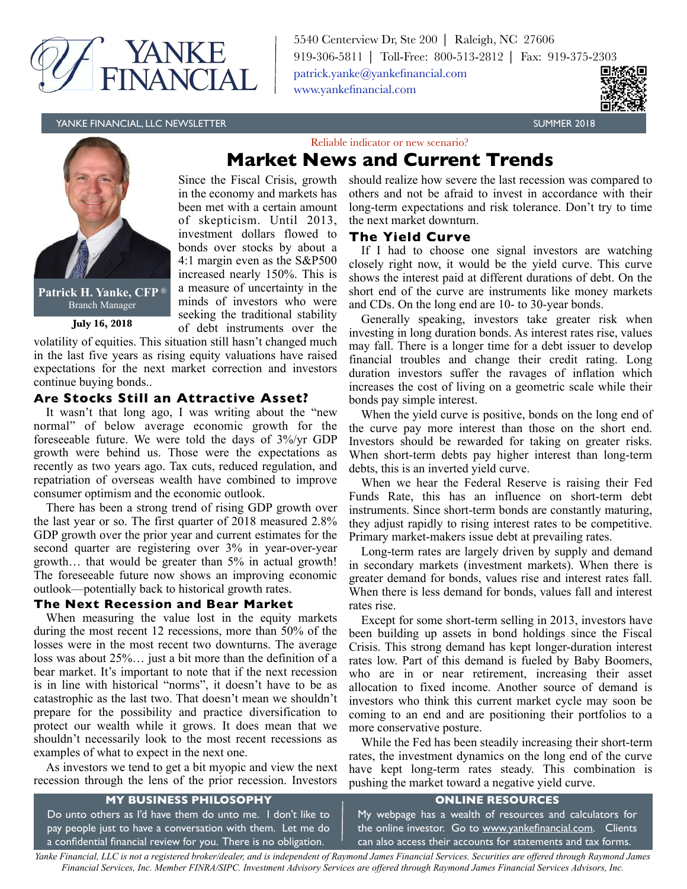YANKE FINANCIAL

5540 Centerview Dr, Ste 200 | Raleigh, NC 27606
919-306-5811 | Toll-Free: 800-513-2812 | Fax: 919-375-2303
patrick.yanke@yankefinancial.com
www.yankefinancial.com

YANKE FINANCIAL, LLC NEWSLETTER — SUMMER 2018

**Patrick H. Yanke, CFP®**
Branch Manager

**July 16, 2018**

*Reliable indicator or new scenario?*

# Market News and Current Trends

Since the Fiscal Crisis, growth in the economy and markets has been met with a certain amount of skepticism. Until 2013, investment dollars flowed to bonds over stocks by about a 4:1 margin even as the S&P500 increased nearly 150%. This is a measure of uncertainty in the minds of investors who were seeking the traditional stability of debt instruments over the volatility of equities. This situation still hasn't changed much in the last five years as rising equity valuations have raised expectations for the next market correction and investors continue buying bonds..

## Are Stocks Still an Attractive Asset?

It wasn't that long ago, I was writing about the "new normal" of below average economic growth for the foreseeable future. We were told the days of 3%/yr GDP growth were behind us. Those were the expectations as recently as two years ago. Tax cuts, reduced regulation, and repatriation of overseas wealth have combined to improve consumer optimism and the economic outlook.

There has been a strong trend of rising GDP growth over the last year or so. The first quarter of 2018 measured 2.8% GDP growth over the prior year and current estimates for the second quarter are registering over 3% in year-over-year growth… that would be greater than 5% in actual growth! The foreseeable future now shows an improving economic outlook—potentially back to historical growth rates.

## The Next Recession and Bear Market

When measuring the value lost in the equity markets during the most recent 12 recessions, more than 50% of the losses were in the most recent two downturns. The average loss was about 25%… just a bit more than the definition of a bear market. It's important to note that if the next recession is in line with historical "norms", it doesn't have to be as catastrophic as the last two. That doesn't mean we shouldn't prepare for the possibility and practice diversification to protect our wealth while it grows. It does mean that we shouldn't necessarily look to the most recent recessions as examples of what to expect in the next one.

As investors we tend to get a bit myopic and view the next recession through the lens of the prior recession. Investors should realize how severe the last recession was compared to others and not be afraid to invest in accordance with their long-term expectations and risk tolerance. Don't try to time the next market downturn.

## The Yield Curve

If I had to choose one signal investors are watching closely right now, it would be the yield curve. This curve shows the interest paid at different durations of debt. On the short end of the curve are instruments like money markets and CDs. On the long end are 10- to 30-year bonds.

Generally speaking, investors take greater risk when investing in long duration bonds. As interest rates rise, values may fall. There is a longer time for a debt issuer to develop financial troubles and change their credit rating. Long duration investors suffer the ravages of inflation which increases the cost of living on a geometric scale while their bonds pay simple interest.

When the yield curve is positive, bonds on the long end of the curve pay more interest than those on the short end. Investors should be rewarded for taking on greater risks. When short-term debts pay higher interest than long-term debts, this is an inverted yield curve.

When we hear the Federal Reserve is raising their Fed Funds Rate, this has an influence on short-term debt instruments. Since short-term bonds are constantly maturing, they adjust rapidly to rising interest rates to be competitive. Primary market-makers issue debt at prevailing rates.

Long-term rates are largely driven by supply and demand in secondary markets (investment markets). When there is greater demand for bonds, values rise and interest rates fall. When there is less demand for bonds, values fall and interest rates rise.

Except for some short-term selling in 2013, investors have been building up assets in bond holdings since the Fiscal Crisis. This strong demand has kept longer-duration interest rates low. Part of this demand is fueled by Baby Boomers, who are in or near retirement, increasing their asset allocation to fixed income. Another source of demand is investors who think this current market cycle may soon be coming to an end and are positioning their portfolios to a more conservative posture.

While the Fed has been steadily increasing their short-term rates, the investment dynamics on the long end of the curve have kept long-term rates steady. This combination is pushing the market toward a negative yield curve.

## MY BUSINESS PHILOSOPHY

Do unto others as I'd have them do unto me. I don't like to pay people just to have a conversation with them. Let me do a confidential financial review for you. There is no obligation.

## ONLINE RESOURCES

My webpage has a wealth of resources and calculators for the online investor. Go to www.yankefinancial.com. Clients can also access their accounts for statements and tax forms.

*Yanke Financial, LLC is not a registered broker/dealer, and is independent of Raymond James Financial Services. Securities are offered through Raymond James Financial Services, Inc. Member FINRA/SIPC. Investment Advisory Services are offered through Raymond James Financial Services Advisors, Inc.*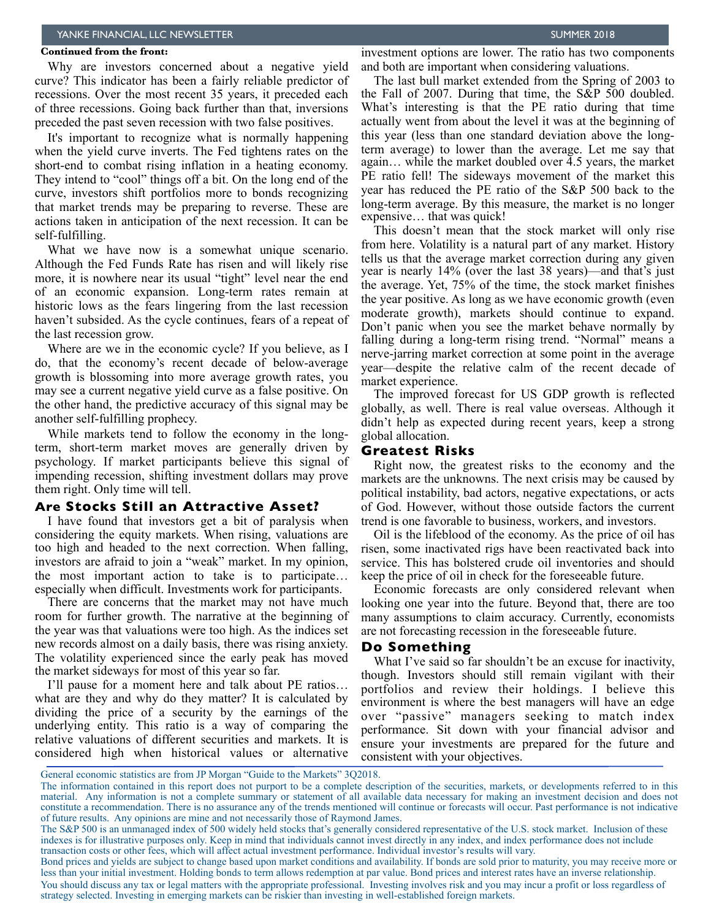**Continued from the front:**

Why are investors concerned about a negative yield curve? This indicator has been a fairly reliable predictor of recessions. Over the most recent 35 years, it preceded each of three recessions. Going back further than that, inversions preceded the past seven recession with two false positives.

It's important to recognize what is normally happening when the yield curve inverts. The Fed tightens rates on the short-end to combat rising inflation in a heating economy. They intend to "cool" things off a bit. On the long end of the curve, investors shift portfolios more to bonds recognizing that market trends may be preparing to reverse. These are actions taken in anticipation of the next recession. It can be self-fulfilling.

What we have now is a somewhat unique scenario. Although the Fed Funds Rate has risen and will likely rise more, it is nowhere near its usual "tight" level near the end of an economic expansion. Long-term rates remain at historic lows as the fears lingering from the last recession haven't subsided. As the cycle continues, fears of a repeat of the last recession grow.

Where are we in the economic cycle? If you believe, as I do, that the economy's recent decade of below-average growth is blossoming into more average growth rates, you may see a current negative yield curve as a false positive. On the other hand, the predictive accuracy of this signal may be another self-fulfilling prophecy.

While markets tend to follow the economy in the long-term, short-term market moves are generally driven by psychology. If market participants believe this signal of impending recession, shifting investment dollars may prove them right. Only time will tell.

## Are Stocks Still an Attractive Asset?

I have found that investors get a bit of paralysis when considering the equity markets. When rising, valuations are too high and headed to the next correction. When falling, investors are afraid to join a "weak" market. In my opinion, the most important action to take is to participate… especially when difficult. Investments work for participants.

There are concerns that the market may not have much room for further growth. The narrative at the beginning of the year was that valuations were too high. As the indices set new records almost on a daily basis, there was rising anxiety. The volatility experienced since the early peak has moved the market sideways for most of this year so far.

I'll pause for a moment here and talk about PE ratios… what are they and why do they matter? It is calculated by dividing the price of a security by the earnings of the underlying entity. This ratio is a way of comparing the relative valuations of different securities and markets. It is considered high when historical values or alternative investment options are lower. The ratio has two components and both are important when considering valuations.

The last bull market extended from the Spring of 2003 to the Fall of 2007. During that time, the S&P 500 doubled. What's interesting is that the PE ratio during that time actually went from about the level it was at the beginning of this year (less than one standard deviation above the long-term average) to lower than the average. Let me say that again… while the market doubled over 4.5 years, the market PE ratio fell! The sideways movement of the market this year has reduced the PE ratio of the S&P 500 back to the long-term average. By this measure, the market is no longer expensive… that was quick!

This doesn't mean that the stock market will only rise from here. Volatility is a natural part of any market. History tells us that the average market correction during any given year is nearly 14% (over the last 38 years)—and that's just the average. Yet, 75% of the time, the stock market finishes the year positive. As long as we have economic growth (even moderate growth), markets should continue to expand. Don't panic when you see the market behave normally by falling during a long-term rising trend. "Normal" means a nerve-jarring market correction at some point in the average year—despite the relative calm of the recent decade of market experience.

The improved forecast for US GDP growth is reflected globally, as well. There is real value overseas. Although it didn't help as expected during recent years, keep a strong global allocation.

## Greatest Risks

Right now, the greatest risks to the economy and the markets are the unknowns. The next crisis may be caused by political instability, bad actors, negative expectations, or acts of God. However, without those outside factors the current trend is one favorable to business, workers, and investors.

Oil is the lifeblood of the economy. As the price of oil has risen, some inactivated rigs have been reactivated back into service. This has bolstered crude oil inventories and should keep the price of oil in check for the foreseeable future.

Economic forecasts are only considered relevant when looking one year into the future. Beyond that, there are too many assumptions to claim accuracy. Currently, economists are not forecasting recession in the foreseeable future.

## Do Something

What I've said so far shouldn't be an excuse for inactivity, though. Investors should still remain vigilant with their portfolios and review their holdings. I believe this environment is where the best managers will have an edge over "passive" managers seeking to match index performance. Sit down with your financial advisor and ensure your investments are prepared for the future and consistent with your objectives.

---

General economic statistics are from JP Morgan "Guide to the Markets" 3Q2018.

The information contained in this report does not purport to be a complete description of the securities, markets, or developments referred to in this material. Any information is not a complete summary or statement of all available data necessary for making an investment decision and does not constitute a recommendation. There is no assurance any of the trends mentioned will continue or forecasts will occur. Past performance is not indicative of future results. Any opinions are mine and not necessarily those of Raymond James.

The S&P 500 is an unmanaged index of 500 widely held stocks that's generally considered representative of the U.S. stock market. Inclusion of these indexes is for illustrative purposes only. Keep in mind that individuals cannot invest directly in any index, and index performance does not include transaction costs or other fees, which will affect actual investment performance. Individual investor's results will vary.

Bond prices and yields are subject to change based upon market conditions and availability. If bonds are sold prior to maturity, you may receive more or less than your initial investment. Holding bonds to term allows redemption at par value. Bond prices and interest rates have an inverse relationship.

You should discuss any tax or legal matters with the appropriate professional. Investing involves risk and you may incur a profit or loss regardless of strategy selected. Investing in emerging markets can be riskier than investing in well-established foreign markets.